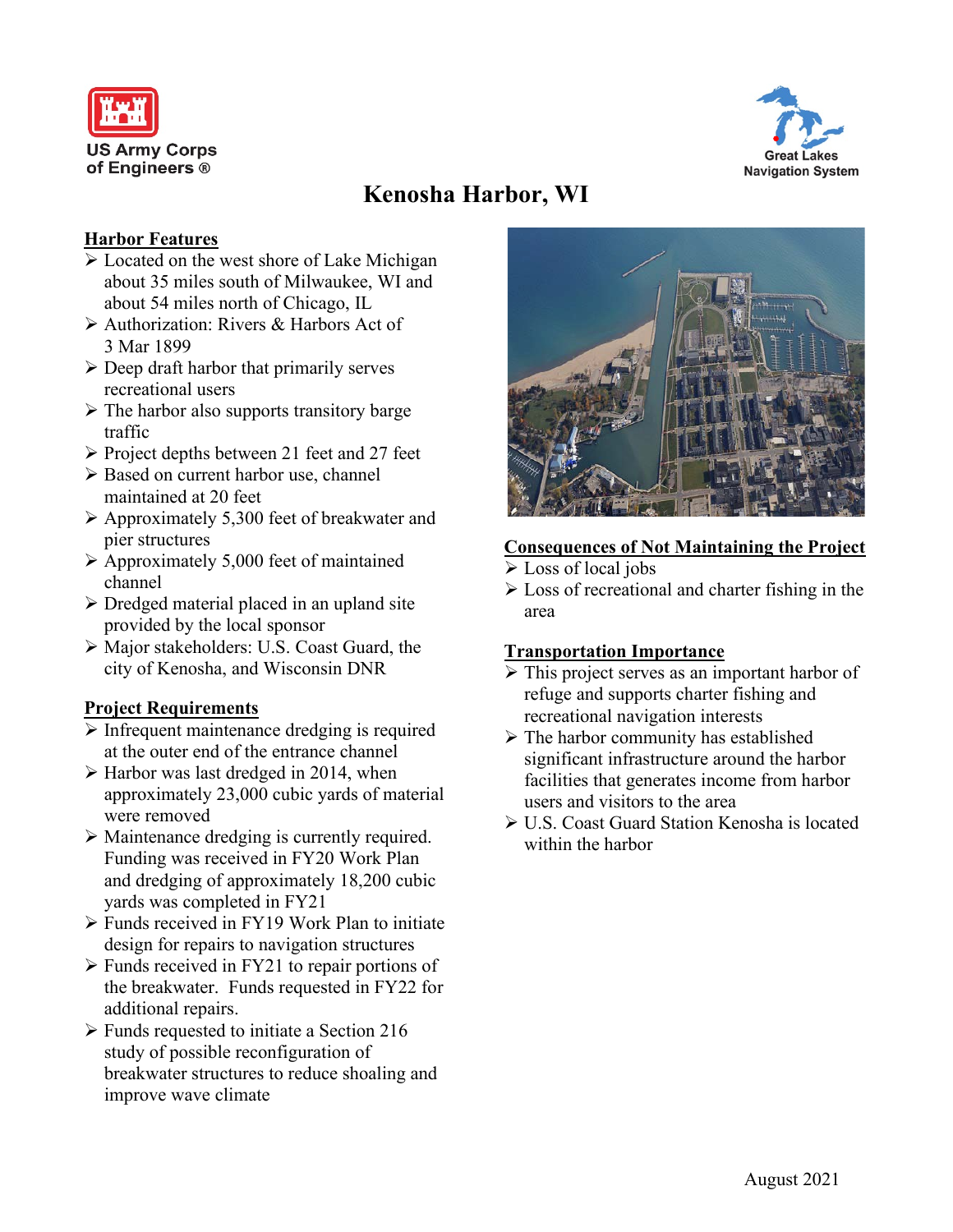US Army Corps of Engineers ®

Great Lakes Navigation System

# Kenosha Harbor, WI

## Harbor Features

- Located on the west shore of Lake Michigan about 35 miles south of Milwaukee, WI and about 54 miles north of Chicago, IL
- Authorization: Rivers & Harbors Act of 3 Mar 1899
- Deep draft harbor that primarily serves recreational users
- The harbor also supports transitory barge traffic
- Project depths between 21 feet and 27 feet
- Based on current harbor use, channel maintained at 20 feet
- Approximately 5,300 feet of breakwater and pier structures
- Approximately 5,000 feet of maintained channel
- Dredged material placed in an upland site provided by the local sponsor
- Major stakeholders: U.S. Coast Guard, the city of Kenosha, and Wisconsin DNR

## Project Requirements

- Infrequent maintenance dredging is required at the outer end of the entrance channel
- Harbor was last dredged in 2014, when approximately 23,000 cubic yards of material were removed
- Maintenance dredging is currently required. Funding was received in FY20 Work Plan and dredging of approximately 18,200 cubic yards was completed in FY21
- Funds received in FY19 Work Plan to initiate design for repairs to navigation structures
- Funds received in FY21 to repair portions of the breakwater. Funds requested in FY22 for additional repairs.
- Funds requested to initiate a Section 216 study of possible reconfiguration of breakwater structures to reduce shoaling and improve wave climate

## Consequences of Not Maintaining the Project

- Loss of local jobs
- Loss of recreational and charter fishing in the area

## Transportation Importance

- This project serves as an important harbor of refuge and supports charter fishing and recreational navigation interests
- The harbor community has established significant infrastructure around the harbor facilities that generates income from harbor users and visitors to the area
- U.S. Coast Guard Station Kenosha is located within the harbor

August 2021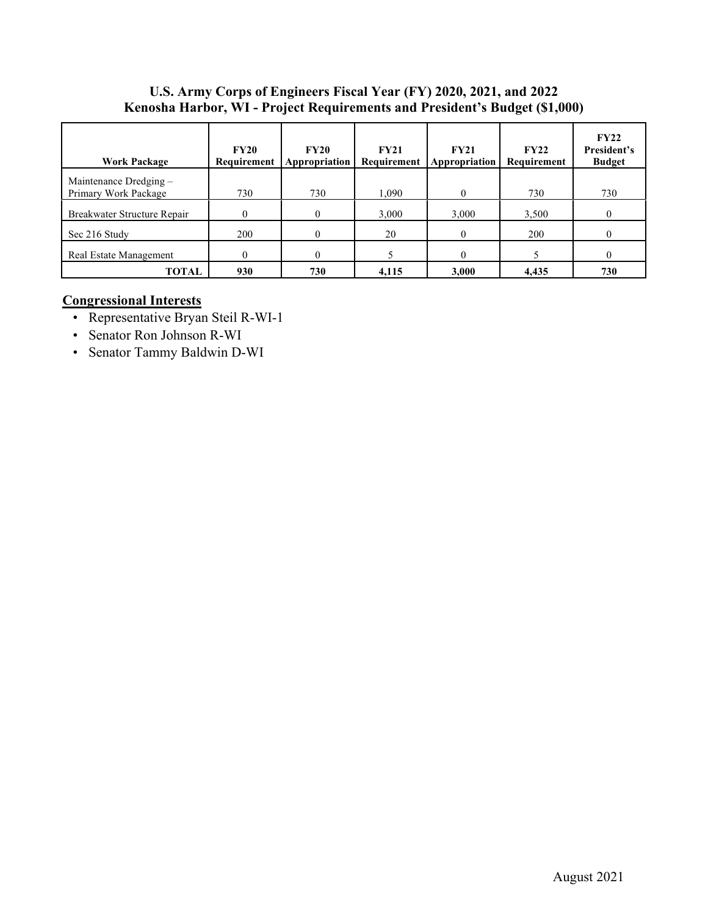**U.S. Army Corps of Engineers Fiscal Year (FY) 2020, 2021, and 2022**
**Kenosha Harbor, WI - Project Requirements and President's Budget ($1,000)**

| Work Package | FY20 Requirement | FY20 Appropriation | FY21 Requirement | FY21 Appropriation | FY22 Requirement | FY22 President's Budget |
|---|---|---|---|---|---|---|
| Maintenance Dredging – Primary Work Package | 730 | 730 | 1,090 | 0 | 730 | 730 |
| Breakwater Structure Repair | 0 | 0 | 3,000 | 3,000 | 3,500 | 0 |
| Sec 216 Study | 200 | 0 | 20 | 0 | 200 | 0 |
| Real Estate Management | 0 | 0 | 5 | 0 | 5 | 0 |
| **TOTAL** | **930** | **730** | **4,115** | **3,000** | **4,435** | **730** |

## Congressional Interests

- Representative Bryan Steil R-WI-1
- Senator Ron Johnson R-WI
- Senator Tammy Baldwin D-WI

August 2021